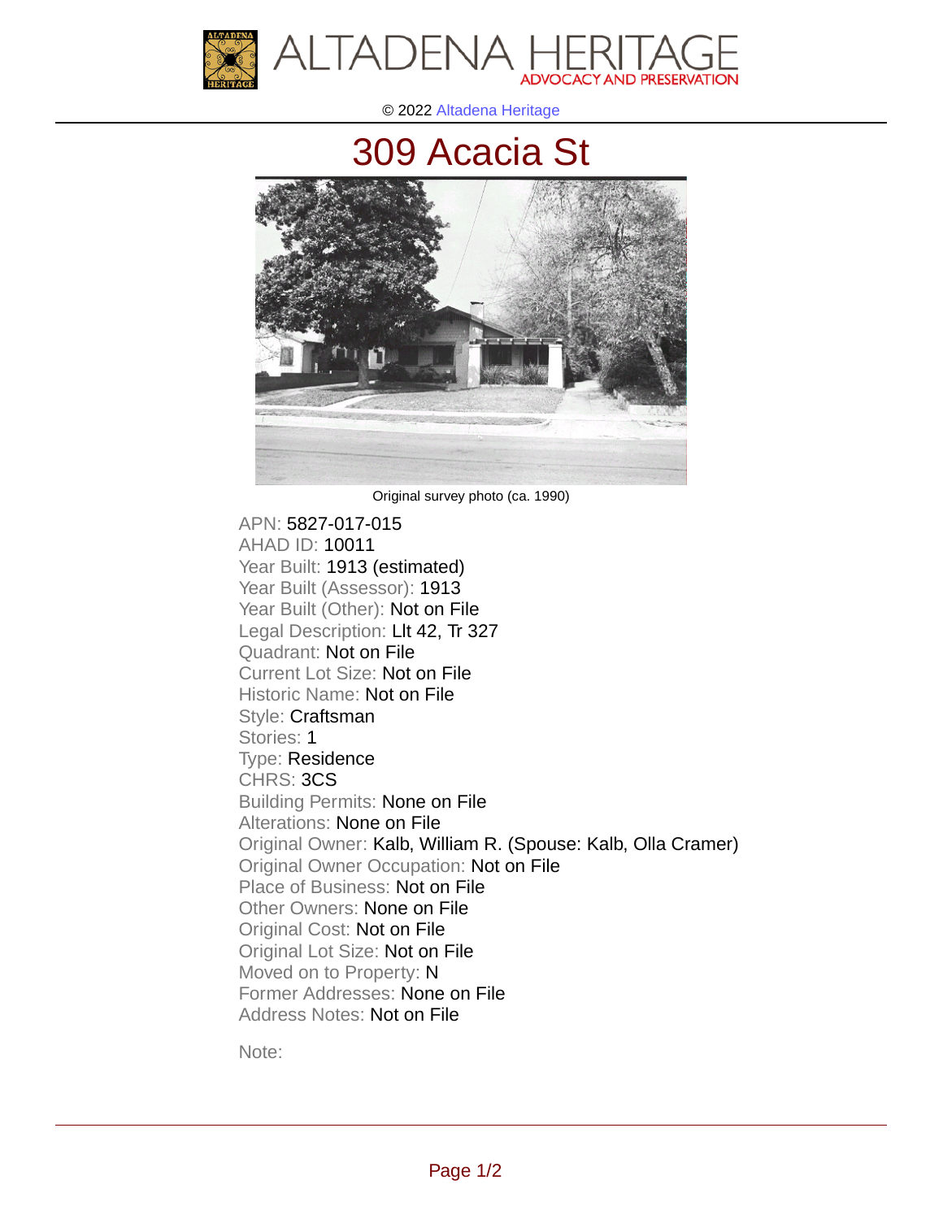ALTADENA HERITAGE
ADVOCACY AND PRESERVATION

© 2022 Altadena Heritage

# 309 Acacia St

Original survey photo (ca. 1990)

APN: 5827-017-015
AHAD ID: 10011
Year Built: 1913 (estimated)
Year Built (Assessor): 1913
Year Built (Other): Not on File
Legal Description: Llt 42, Tr 327
Quadrant: Not on File
Current Lot Size: Not on File
Historic Name: Not on File
Style: Craftsman
Stories: 1
Type: Residence
CHRS: 3CS
Building Permits: None on File
Alterations: None on File
Original Owner: Kalb, William R. (Spouse: Kalb, Olla Cramer)
Original Owner Occupation: Not on File
Place of Business: Not on File
Other Owners: None on File
Original Cost: Not on File
Original Lot Size: Not on File
Moved on to Property: N
Former Addresses: None on File
Address Notes: Not on File

Note: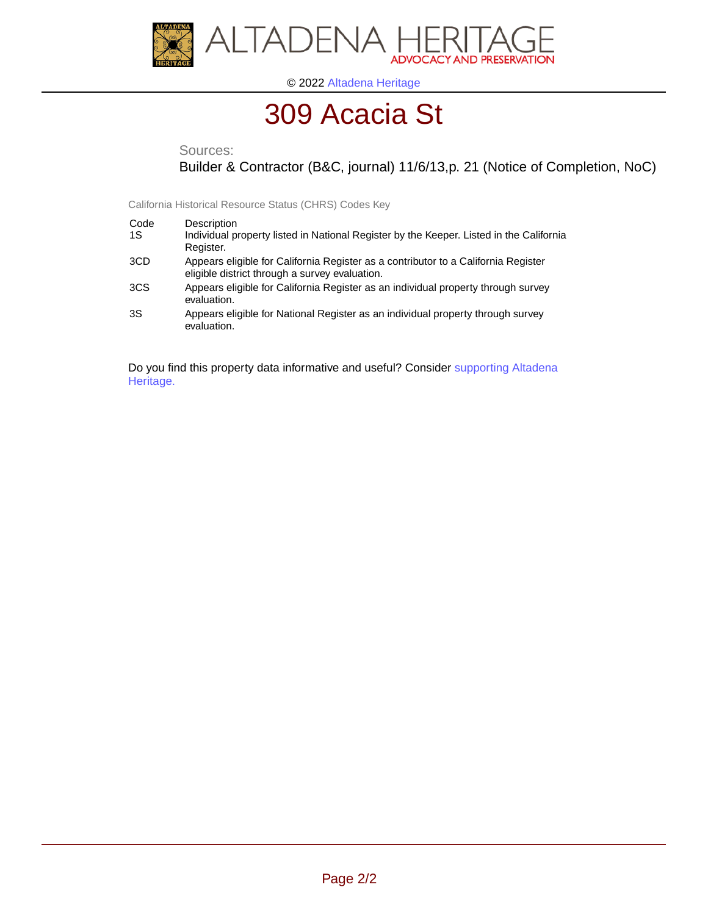ALTADENA HERITAGE

ADVOCACY AND PRESERVATION

© 2022 Altadena Heritage

# 309 Acacia St

Sources:

Builder & Contractor (B&C, journal) 11/6/13,p. 21 (Notice of Completion, NoC)

California Historical Resource Status (CHRS) Codes Key

| Code | Description |
| --- | --- |
| 1S | Individual property listed in National Register by the Keeper. Listed in the California Register. |
| 3CD | Appears eligible for California Register as a contributor to a California Register eligible district through a survey evaluation. |
| 3CS | Appears eligible for California Register as an individual property through survey evaluation. |
| 3S | Appears eligible for National Register as an individual property through survey evaluation. |

Do you find this property data informative and useful? Consider supporting Altadena Heritage.